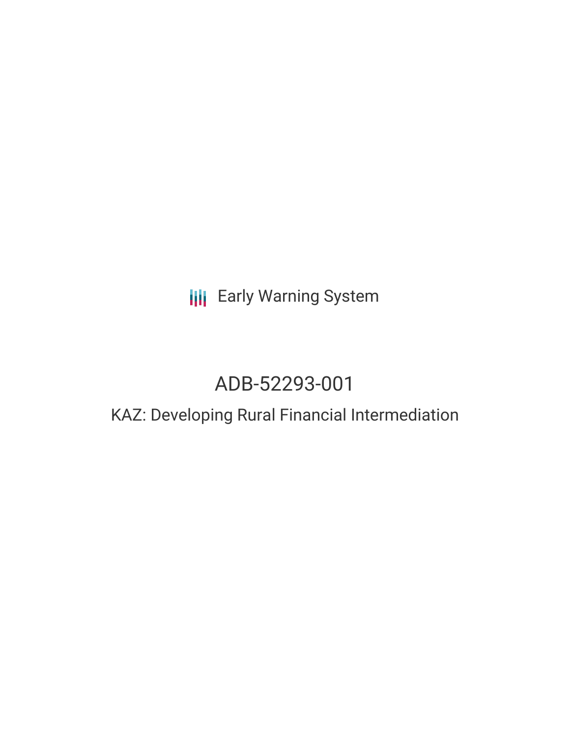Early Warning System

# ADB-52293-001

## KAZ: Developing Rural Financial Intermediation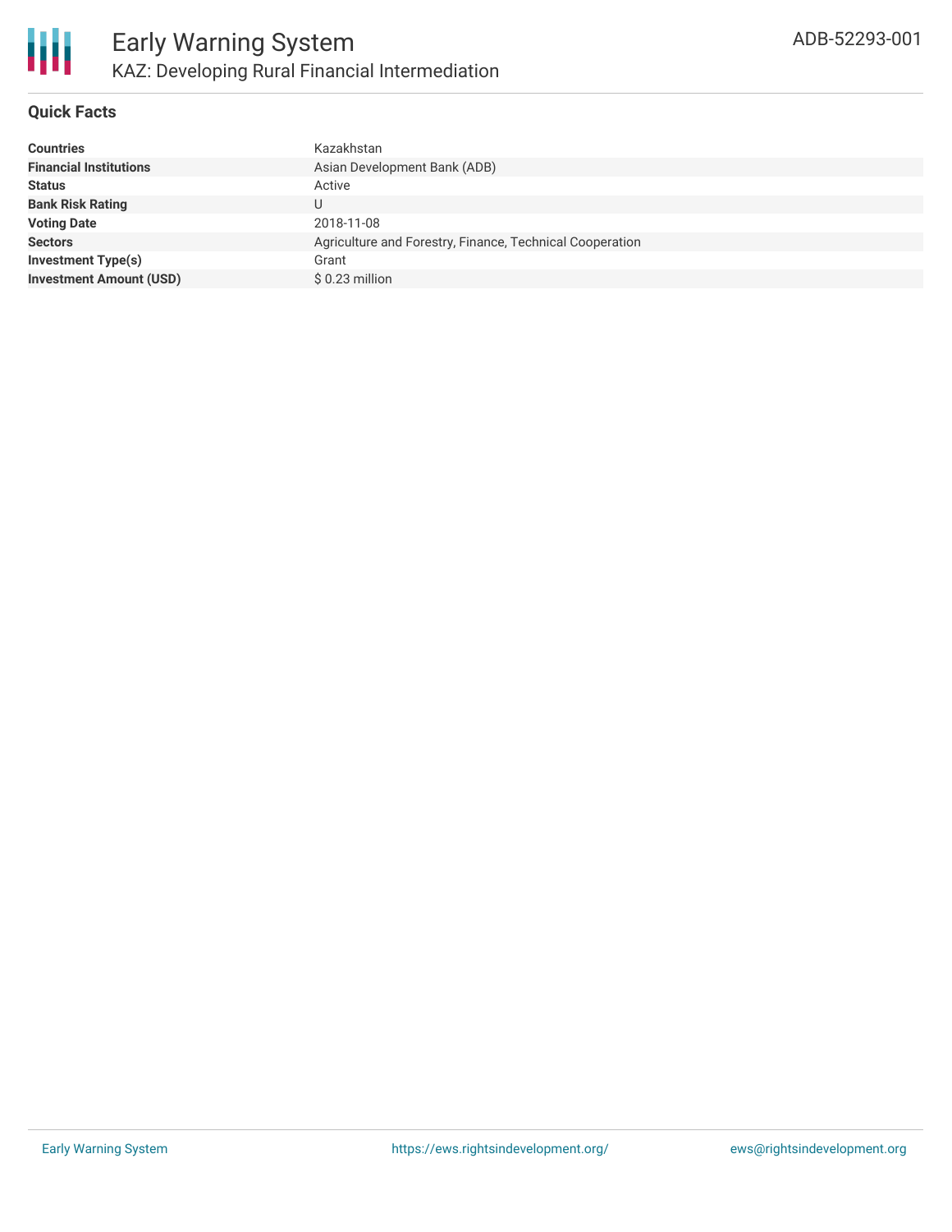# Early Warning System

## KAZ: Developing Rural Financial Intermediation

ADB-52293-001

### Quick Facts

| | |
|---|---|
| **Countries** | Kazakhstan |
| **Financial Institutions** | Asian Development Bank (ADB) |
| **Status** | Active |
| **Bank Risk Rating** | U |
| **Voting Date** | 2018-11-08 |
| **Sectors** | Agriculture and Forestry, Finance, Technical Cooperation |
| **Investment Type(s)** | Grant |
| **Investment Amount (USD)** | $ 0.23 million |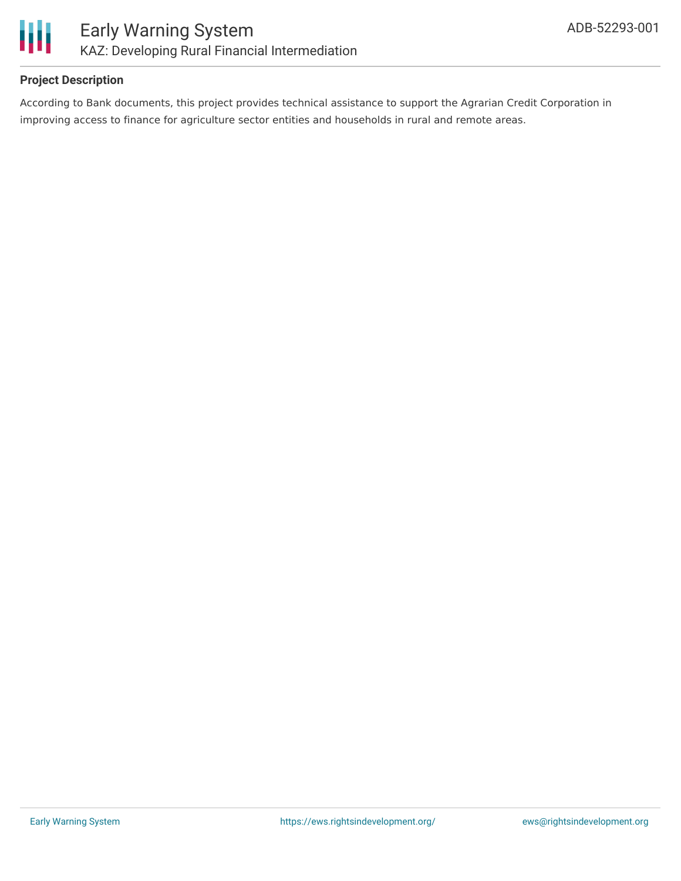### Project Description

According to Bank documents, this project provides technical assistance to support the Agrarian Credit Corporation in improving access to finance for agriculture sector entities and households in rural and remote areas.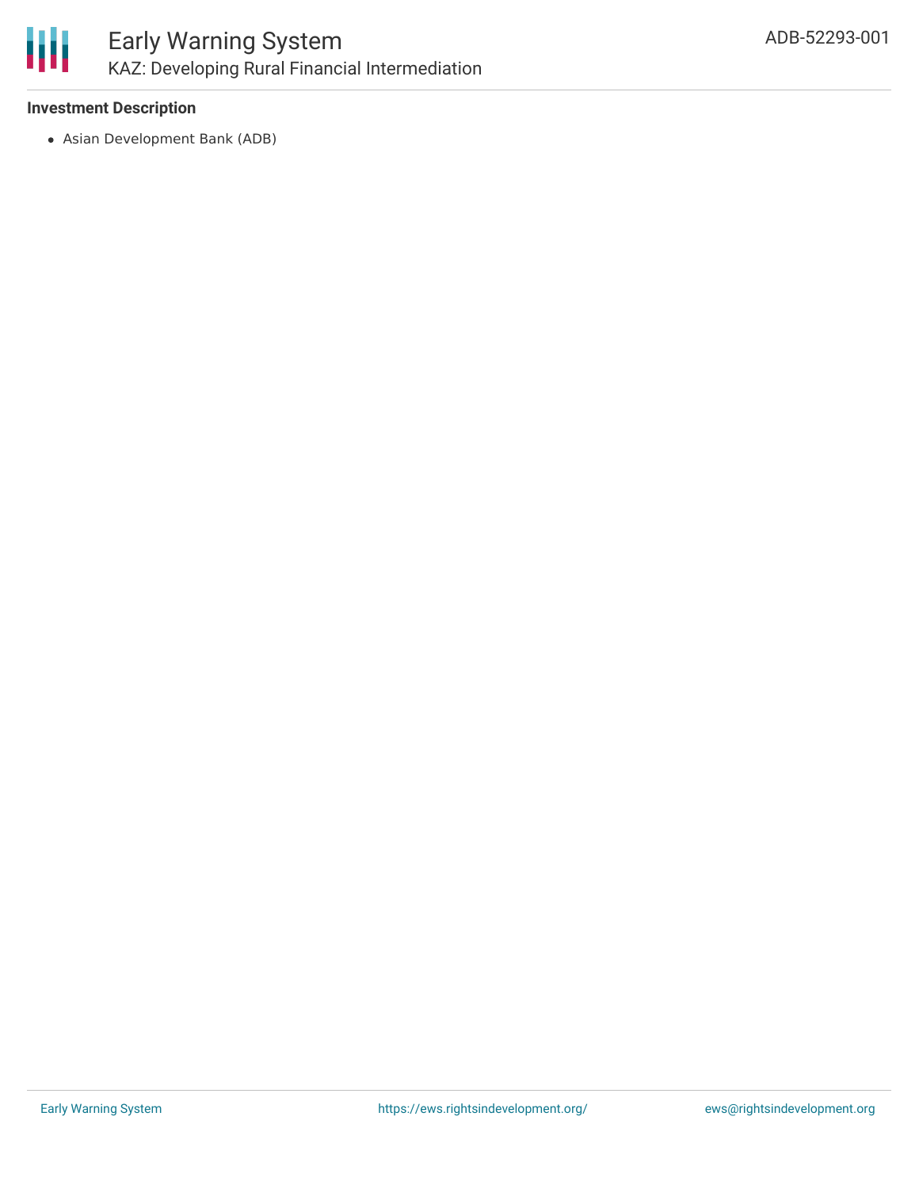### Investment Description

- Asian Development Bank (ADB)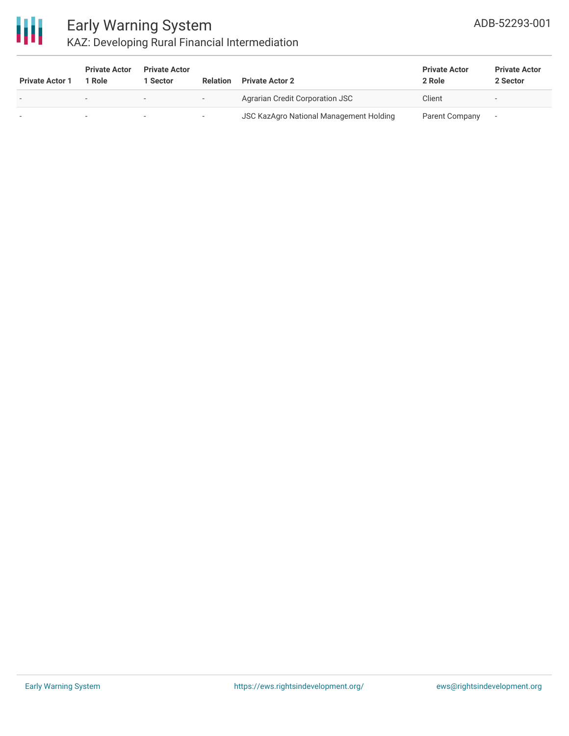| Private Actor 1 | Private Actor 1 Role | Private Actor 1 Sector | Relation | Private Actor 2 | Private Actor 2 Role | Private Actor 2 Sector |
|---|---|---|---|---|---|---|
| - | - | - | - | Agrarian Credit Corporation JSC | Client | - |
| - | - | - | - | JSC KazAgro National Management Holding | Parent Company | - |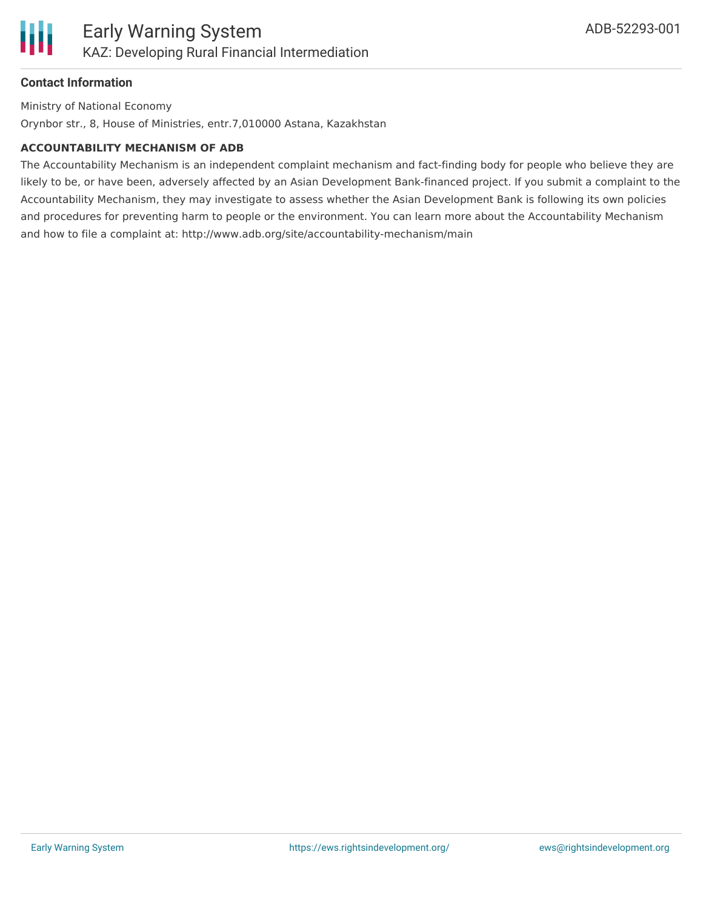#### Contact Information

Ministry of National Economy

Orynbor str., 8, House of Ministries, entr.7,010000 Astana, Kazakhstan

#### ACCOUNTABILITY MECHANISM OF ADB

The Accountability Mechanism is an independent complaint mechanism and fact-finding body for people who believe they are likely to be, or have been, adversely affected by an Asian Development Bank-financed project. If you submit a complaint to the Accountability Mechanism, they may investigate to assess whether the Asian Development Bank is following its own policies and procedures for preventing harm to people or the environment. You can learn more about the Accountability Mechanism and how to file a complaint at: http://www.adb.org/site/accountability-mechanism/main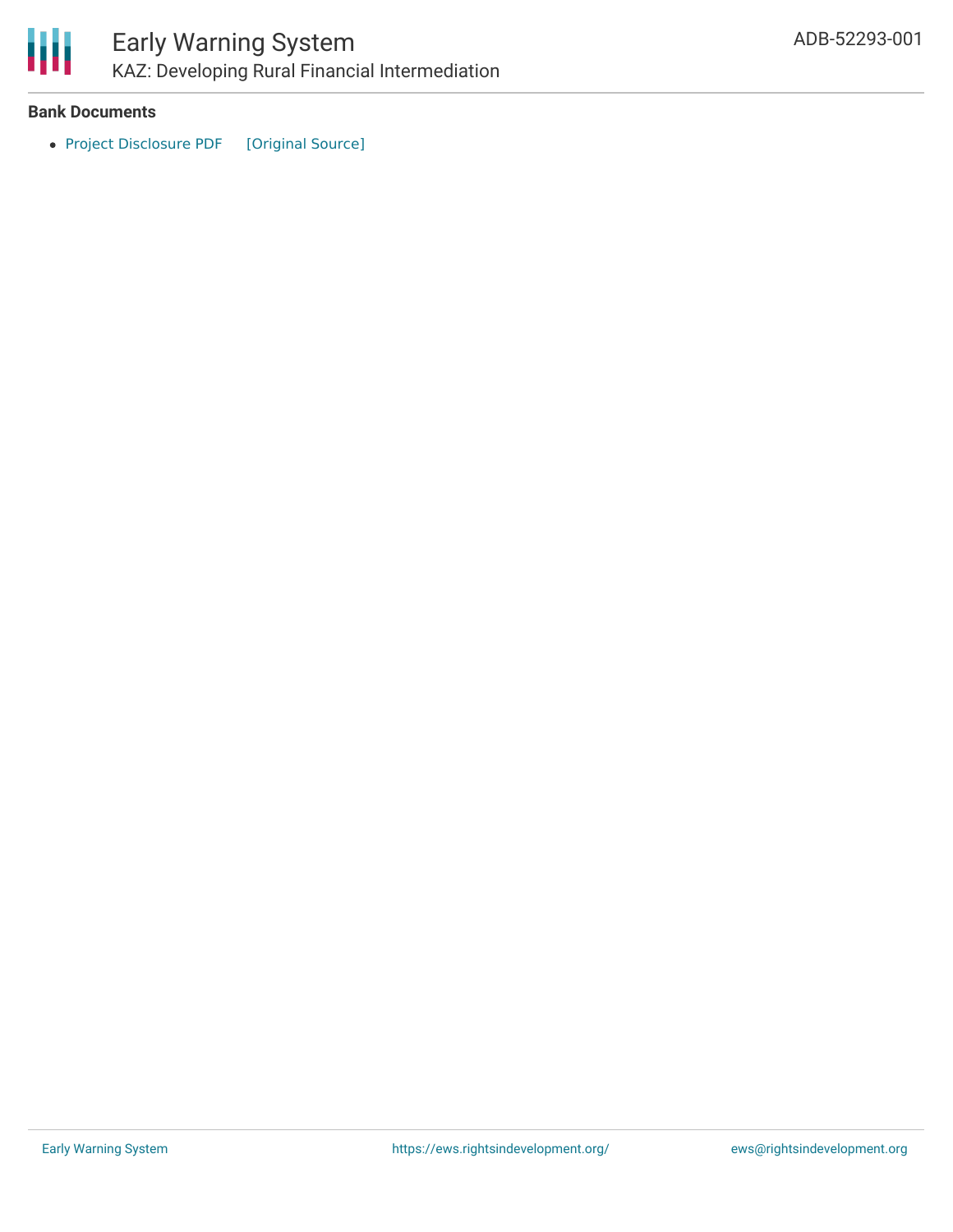**Bank Documents**

- Project Disclosure PDF [Original Source]